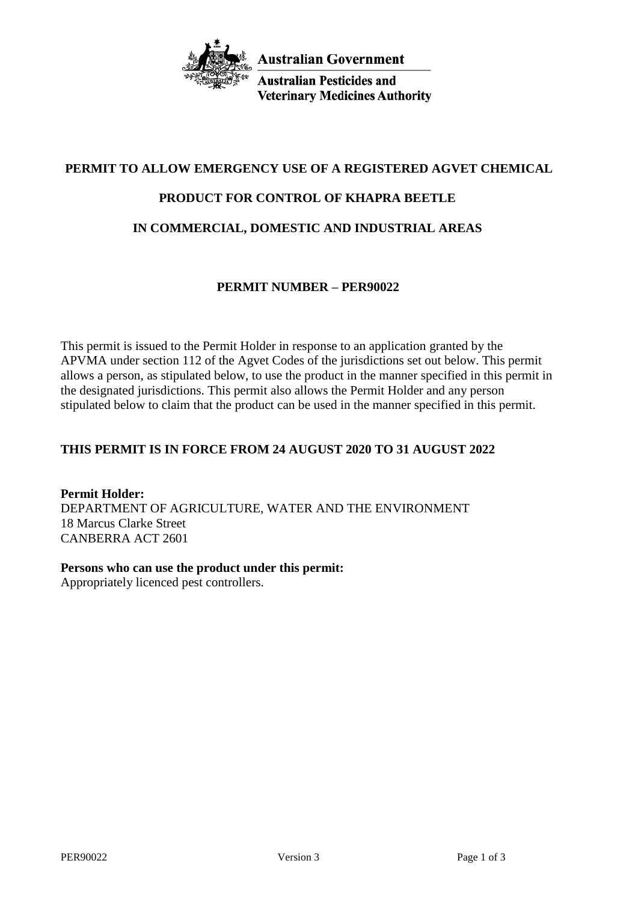Australian Government

Australian Pesticides and Veterinary Medicines Authority

# PERMIT TO ALLOW EMERGENCY USE OF A REGISTERED AGVET CHEMICAL PRODUCT FOR CONTROL OF KHAPRA BEETLE IN COMMERCIAL, DOMESTIC AND INDUSTRIAL AREAS

## PERMIT NUMBER – PER90022

This permit is issued to the Permit Holder in response to an application granted by the APVMA under section 112 of the Agvet Codes of the jurisdictions set out below. This permit allows a person, as stipulated below, to use the product in the manner specified in this permit in the designated jurisdictions. This permit also allows the Permit Holder and any person stipulated below to claim that the product can be used in the manner specified in this permit.

**THIS PERMIT IS IN FORCE FROM 24 AUGUST 2020 TO 31 AUGUST 2022**

**Permit Holder:**
DEPARTMENT OF AGRICULTURE, WATER AND THE ENVIRONMENT
18 Marcus Clarke Street
CANBERRA ACT 2601

**Persons who can use the product under this permit:**
Appropriately licenced pest controllers.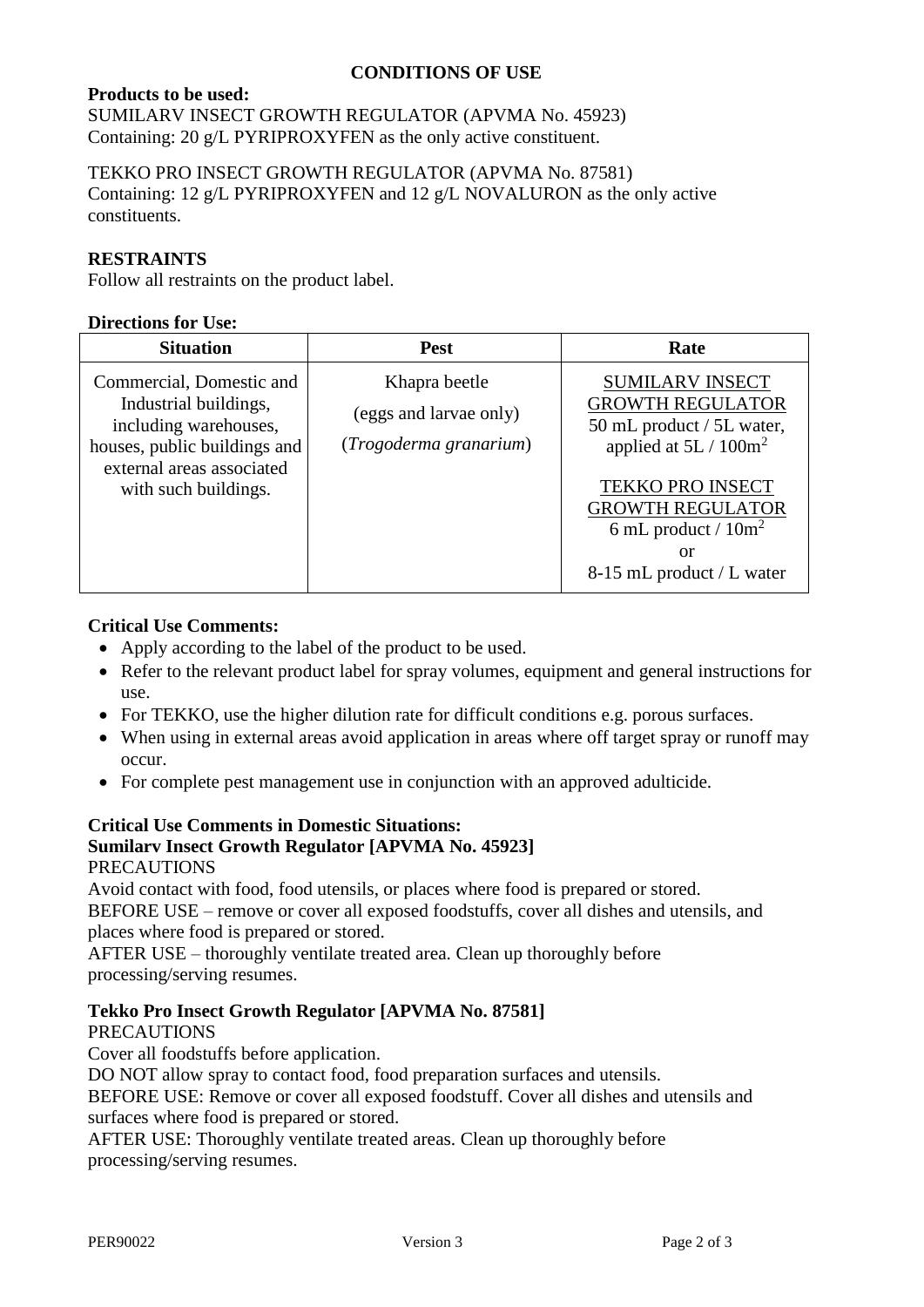## CONDITIONS OF USE

**Products to be used:**

SUMILARV INSECT GROWTH REGULATOR (APVMA No. 45923)
Containing: 20 g/L PYRIPROXYFEN as the only active constituent.

TEKKO PRO INSECT GROWTH REGULATOR (APVMA No. 87581)
Containing: 12 g/L PYRIPROXYFEN and 12 g/L NOVALURON as the only active constituents.

**RESTRAINTS**

Follow all restraints on the product label.

**Directions for Use:**

| Situation | Pest | Rate |
|---|---|---|
| Commercial, Domestic and Industrial buildings, including warehouses, houses, public buildings and external areas associated with such buildings. | Khapra beetle (eggs and larvae only) (*Trogoderma granarium*) | SUMILARV INSECT GROWTH REGULATOR 50 mL product / 5L water, applied at 5L / 100m$^2$<br><br>TEKKO PRO INSECT GROWTH REGULATOR 6 mL product / 10m$^2$ or 8-15 mL product / L water |

**Critical Use Comments:**

- Apply according to the label of the product to be used.
- Refer to the relevant product label for spray volumes, equipment and general instructions for use.
- For TEKKO, use the higher dilution rate for difficult conditions e.g. porous surfaces.
- When using in external areas avoid application in areas where off target spray or runoff may occur.
- For complete pest management use in conjunction with an approved adulticide.

**Critical Use Comments in Domestic Situations:**

**Sumilarv Insect Growth Regulator [APVMA No. 45923]**

PRECAUTIONS

Avoid contact with food, food utensils, or places where food is prepared or stored.
BEFORE USE – remove or cover all exposed foodstuffs, cover all dishes and utensils, and places where food is prepared or stored.
AFTER USE – thoroughly ventilate treated area. Clean up thoroughly before processing/serving resumes.

**Tekko Pro Insect Growth Regulator [APVMA No. 87581]**

PRECAUTIONS

Cover all foodstuffs before application.
DO NOT allow spray to contact food, food preparation surfaces and utensils.
BEFORE USE: Remove or cover all exposed foodstuff. Cover all dishes and utensils and surfaces where food is prepared or stored.
AFTER USE: Thoroughly ventilate treated areas. Clean up thoroughly before processing/serving resumes.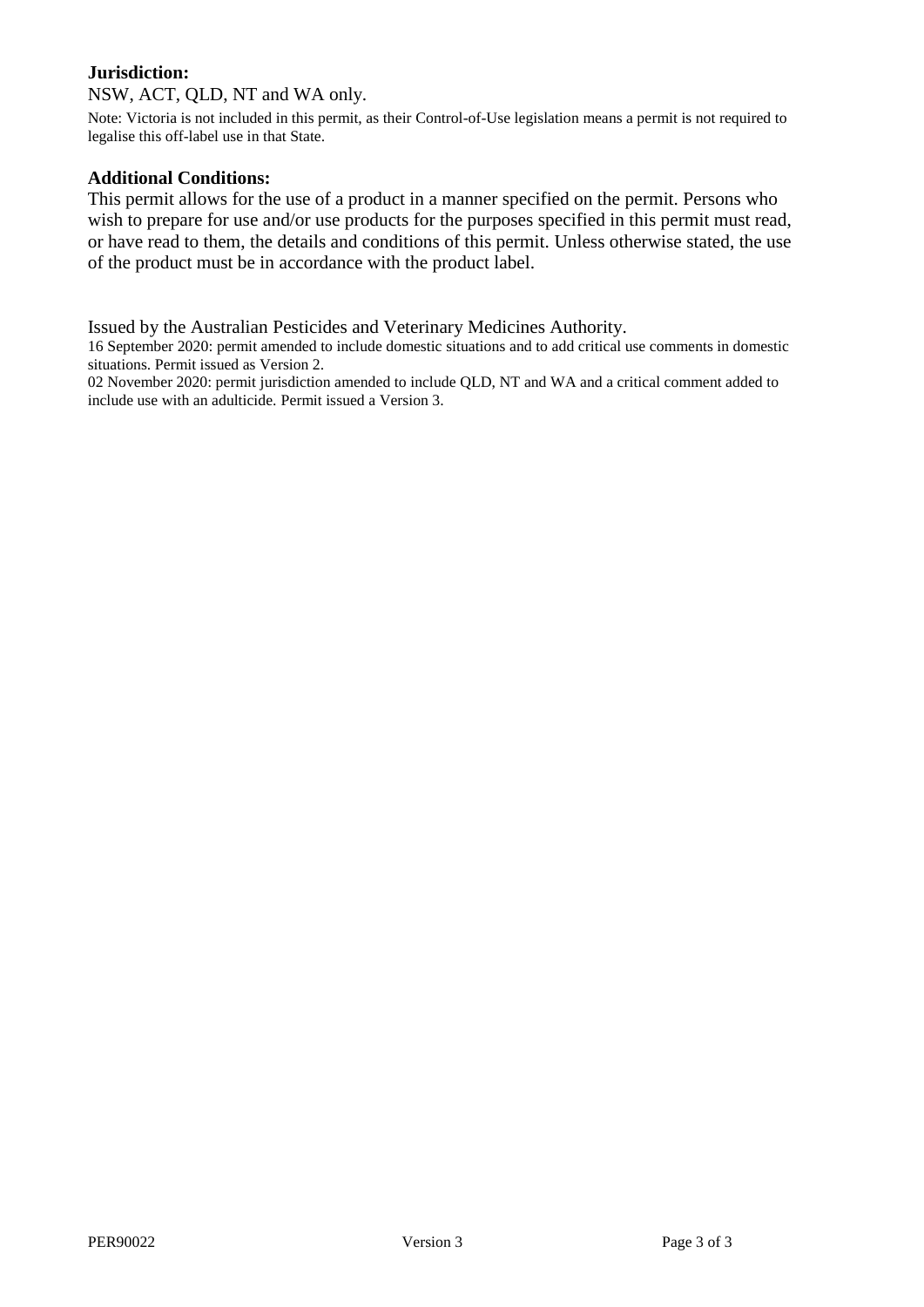**Jurisdiction:**

NSW, ACT, QLD, NT and WA only.

Note: Victoria is not included in this permit, as their Control-of-Use legislation means a permit is not required to legalise this off-label use in that State.

**Additional Conditions:**

This permit allows for the use of a product in a manner specified on the permit. Persons who wish to prepare for use and/or use products for the purposes specified in this permit must read, or have read to them, the details and conditions of this permit. Unless otherwise stated, the use of the product must be in accordance with the product label.

Issued by the Australian Pesticides and Veterinary Medicines Authority.

16 September 2020: permit amended to include domestic situations and to add critical use comments in domestic situations. Permit issued as Version 2.

02 November 2020: permit jurisdiction amended to include QLD, NT and WA and a critical comment added to include use with an adulticide. Permit issued a Version 3.